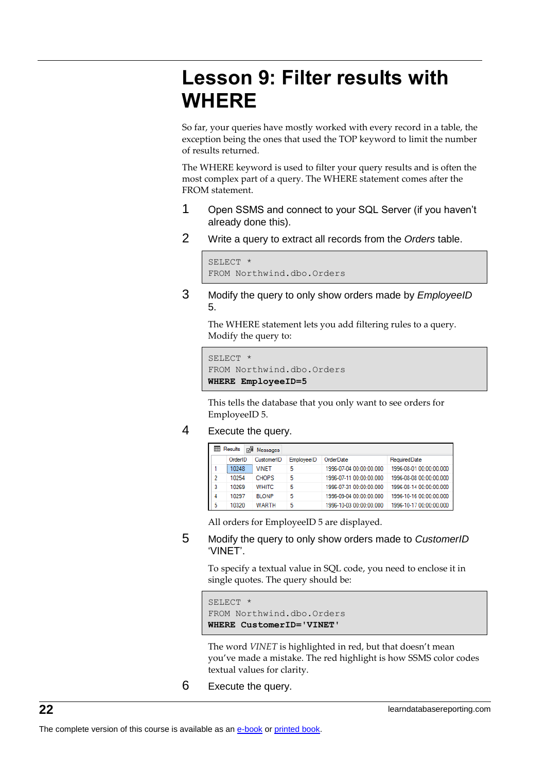# Lesson 9: Filter results with WHERE

So far, your queries have mostly worked with every record in a table, the exception being the ones that used the TOP keyword to limit the number of results returned.

The WHERE keyword is used to filter your query results and is often the most complex part of a query. The WHERE statement comes after the FROM statement.

1. Open SSMS and connect to your SQL Server (if you haven't already done this).

2. Write a query to extract all records from the *Orders* table.

```
SELECT *
FROM Northwind.dbo.Orders
```

3. Modify the query to only show orders made by *EmployeeID* 5.

   The WHERE statement lets you add filtering rules to a query. Modify the query to:

```
SELECT *
FROM Northwind.dbo.Orders
WHERE EmployeeID=5
```

   This tells the database that you only want to see orders for EmployeeID 5.

4. Execute the query.

| | OrderID | CustomerID | EmployeeID | OrderDate | RequiredDate |
|---|---|---|---|---|---|
| 1 | 10248 | VINET | 5 | 1996-07-04 00:00:00.000 | 1996-08-01 00:00:00.000 |
| 2 | 10254 | CHOPS | 5 | 1996-07-11 00:00:00.000 | 1996-08-08 00:00:00.000 |
| 3 | 10269 | WHITC | 5 | 1996-07-31 00:00:00.000 | 1996-08-14 00:00:00.000 |
| 4 | 10297 | BLONP | 5 | 1996-09-04 00:00:00.000 | 1996-10-16 00:00:00.000 |
| 5 | 10320 | WARTH | 5 | 1996-10-03 00:00:00.000 | 1996-10-17 00:00:00.000 |

   All orders for EmployeeID 5 are displayed.

5. Modify the query to only show orders made to *CustomerID* 'VINET'.

   To specify a textual value in SQL code, you need to enclose it in single quotes. The query should be:

```
SELECT *
FROM Northwind.dbo.Orders
WHERE CustomerID='VINET'
```

   The word *VINET* is highlighted in red, but that doesn't mean you've made a mistake. The red highlight is how SSMS color codes textual values for clarity.

6. Execute the query.

The complete version of this course is available as an e-book or printed book.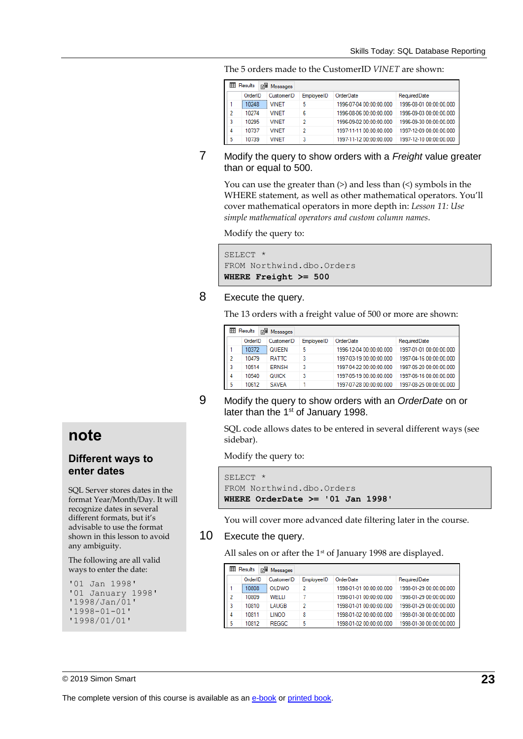The 5 orders made to the CustomerID *VINET* are shown:

| | OrderID | CustomerID | EmployeeID | OrderDate | RequiredDate |
|---|---|---|---|---|---|
| 1 | 10248 | VINET | 5 | 1996-07-04 00:00:00.000 | 1996-08-01 00:00:00.000 |
| 2 | 10274 | VINET | 6 | 1996-08-06 00:00:00.000 | 1996-09-03 00:00:00.000 |
| 3 | 10295 | VINET | 2 | 1996-09-02 00:00:00.000 | 1996-09-30 00:00:00.000 |
| 4 | 10737 | VINET | 2 | 1997-11-11 00:00:00.000 | 1997-12-09 00:00:00.000 |
| 5 | 10739 | VINET | 3 | 1997-11-12 00:00:00.000 | 1997-12-10 00:00:00.000 |

7. Modify the query to show orders with a *Freight* value greater than or equal to 500.

   You can use the greater than (>) and less than (<) symbols in the WHERE statement, as well as other mathematical operators. You'll cover mathematical operators in more depth in: *Lesson 11: Use simple mathematical operators and custom column names*.

   Modify the query to:

```
SELECT *
FROM Northwind.dbo.Orders
WHERE Freight >= 500
```

8. Execute the query.

   The 13 orders with a freight value of 500 or more are shown:

| | OrderID | CustomerID | EmployeeID | OrderDate | RequiredDate |
|---|---|---|---|---|---|
| 1 | 10372 | QUEEN | 5 | 1996-12-04 00:00:00.000 | 1997-01-01 00:00:00.000 |
| 2 | 10479 | RATTC | 3 | 1997-03-19 00:00:00.000 | 1997-04-16 00:00:00.000 |
| 3 | 10514 | ERNSH | 3 | 1997-04-22 00:00:00.000 | 1997-05-20 00:00:00.000 |
| 4 | 10540 | QUICK | 3 | 1997-05-19 00:00:00.000 | 1997-06-16 00:00:00.000 |
| 5 | 10612 | SAVEA | 1 | 1997-07-28 00:00:00.000 | 1997-08-25 00:00:00.000 |

9. Modify the query to show orders with an *OrderDate* on or later than the 1st of January 1998.

   SQL code allows dates to be entered in several different ways (see sidebar).

   Modify the query to:

```
SELECT *
FROM Northwind.dbo.Orders
WHERE OrderDate >= '01 Jan 1998'
```

   You will cover more advanced date filtering later in the course.

10. Execute the query.

    All sales on or after the 1st of January 1998 are displayed.

| | OrderID | CustomerID | EmployeeID | OrderDate | RequiredDate |
|---|---|---|---|---|---|
| 1 | 10808 | OLDWO | 2 | 1998-01-01 00:00:00.000 | 1998-01-29 00:00:00.000 |
| 2 | 10809 | WELLI | 7 | 1998-01-01 00:00:00.000 | 1998-01-29 00:00:00.000 |
| 3 | 10810 | LAUGB | 2 | 1998-01-01 00:00:00.000 | 1998-01-29 00:00:00.000 |
| 4 | 10811 | LINOD | 8 | 1998-01-02 00:00:00.000 | 1998-01-30 00:00:00.000 |
| 5 | 10812 | REGGC | 5 | 1998-01-02 00:00:00.000 | 1998-01-30 00:00:00.000 |

## note

### Different ways to enter dates

SQL Server stores dates in the format Year/Month/Day. It will recognize dates in several different formats, but it's advisable to use the format shown in this lesson to avoid any ambiguity.

The following are all valid ways to enter the date:

```
'01 Jan 1998'
'01 January 1998'
'1998/Jan/01'
'1998-01-01'
'1998/01/01'
```

© 2019 Simon Smart

The complete version of this course is available as an e-book or printed book.